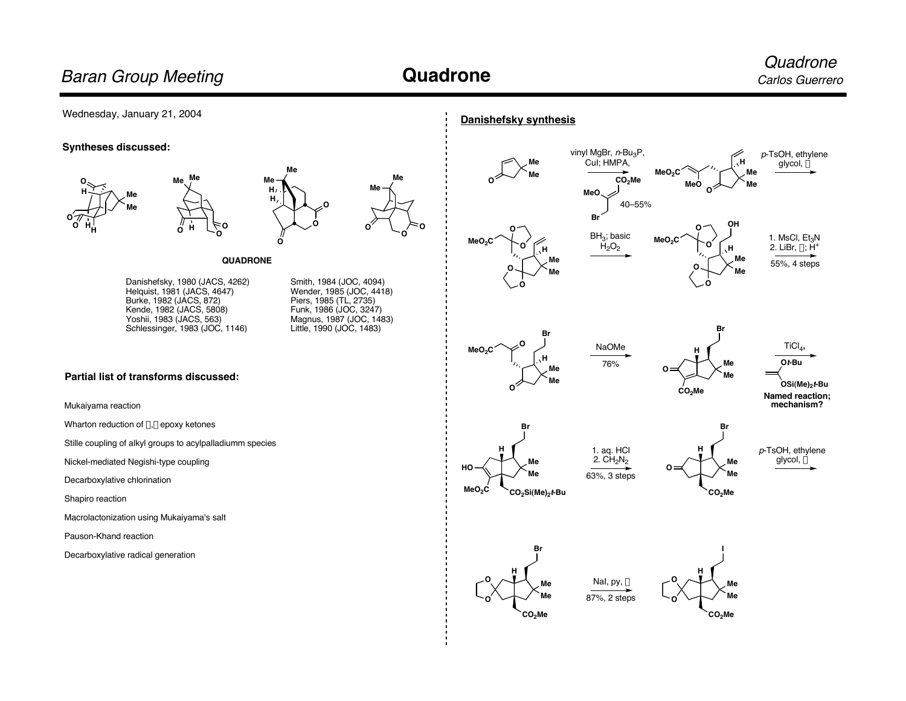# Quadrone

Wednesday, January 21, 2004

### Syntheses discussed:

**QUADRONE**

| | |
|---|---|
| Danishefsky, 1980 (JACS, 4262) | Smith, 1984 (JOC, 4094) |
| Helquist, 1981 (JACS, 4647) | Wender, 1985 (JOC, 4418) |
| Burke, 1982 (JACS, 872) | Piers, 1985 (TL, 2735) |
| Kende, 1982 (JACS, 5808) | Funk, 1986 (JOC, 3247) |
| Yoshii, 1983 (JACS, 563) | Magnus, 1987 (JOC, 1483) |
| Schlessinger, 1983 (JOC, 1146) | Little, 1990 (JOC, 1483) |

### Partial list of transforms discussed:

- Mukaiyama reaction
- Wharton reduction of α,β epoxy ketones
- Stille coupling of alkyl groups to acylpalladiumm species
- Nickel-mediated Negishi-type coupling
- Decarboxylative chlorination
- Shapiro reaction
- Macrolactonization using Mukaiyama's salt
- Pauson-Khand reaction
- Decarboxylative radical generation

## Danishefsky synthesis

vinyl MgBr, $n$-$Bu_3P$, CuI; HMPA, (Z)-$MeO(CH_2Br)C{=}CHCO_2Me$ — 40–55%

$p$-TsOH, ethylene glycol, Δ

$BH_3$; basic $H_2O_2$

1. MsCl, $Et_3N$
2. LiBr, Δ; $H^+$

55%, 4 steps

NaOMe — 76%

$TiCl_4$, $CH_2{=}C(Ot\text{-}Bu)(OSi(Me)_2t\text{-}Bu)$

**Named reaction; mechanism?**

1. aq. HCl
2. $CH_2N_2$

63%, 3 steps

$p$-TsOH, ethylene glycol, Δ

NaI, py, Δ — 87%, 2 steps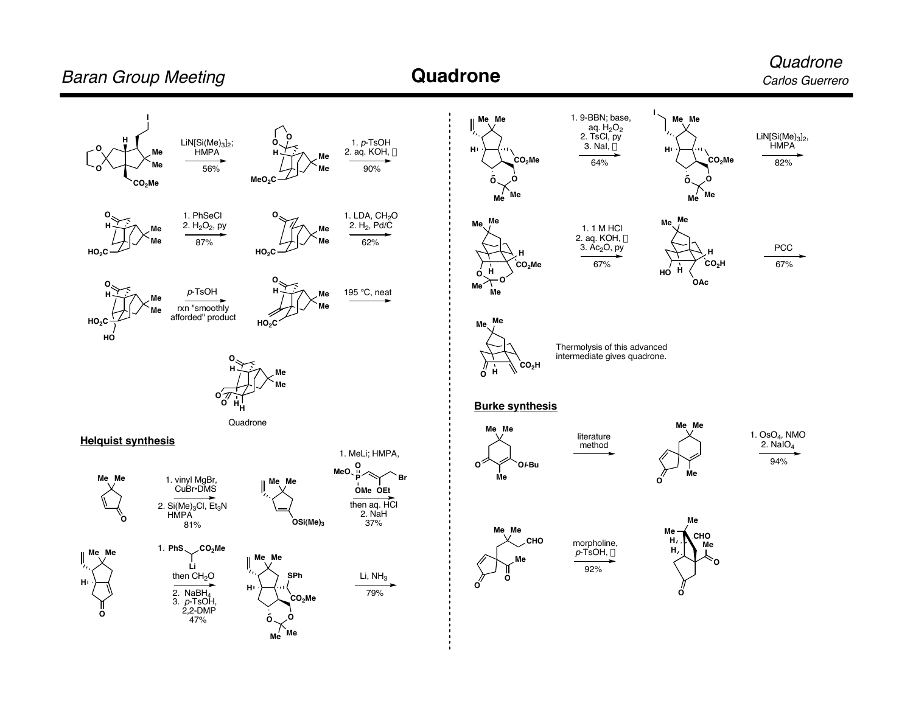# Quadrone

LiN[Si(Me)$_3$]$_2$; HMPA — 56%

1. $p$-TsOH
2. aq. KOH, Δ — 90%

1. PhSeCl
2. $H_2O_2$, py — 87%

1. LDA, $CH_2O$
2. $H_2$, Pd/C — 62%

$p$-TsOH — rxn "smoothly afforded" product

195 °C, neat

Quadrone

## Helquist synthesis

1. vinyl MgBr, CuBr•DMS
2. Si(Me)$_3$Cl, $Et_3N$ HMPA — 81%

1. MeLi; HMPA, $(MeO)_2P(O)CH{=}C(OEt)CH_2Br$ then aq. HCl
2. NaH — 37%

1. PhSCH(Li)$CO_2Me$ then $CH_2O$
2. $NaBH_4$
3. $p$-TsOH, 2,2-DMP — 47%

Li, $NH_3$ — 79%

1. 9-BBN; base, aq. $H_2O_2$
2. TsCl, py
3. NaI, Δ — 64%

LiN[Si(Me)$_3$]$_2$, HMPA — 82%

1. 1 M HCl
2. aq. KOH, Δ
3. $Ac_2O$, py — 67%

PCC — 67%

Thermolysis of this advanced intermediate gives quadrone.

## Burke synthesis

literature method

1. $OsO_4$, NMO
2. $NaIO_4$ — 94%

morpholine, $p$-TsOH, Δ — 92%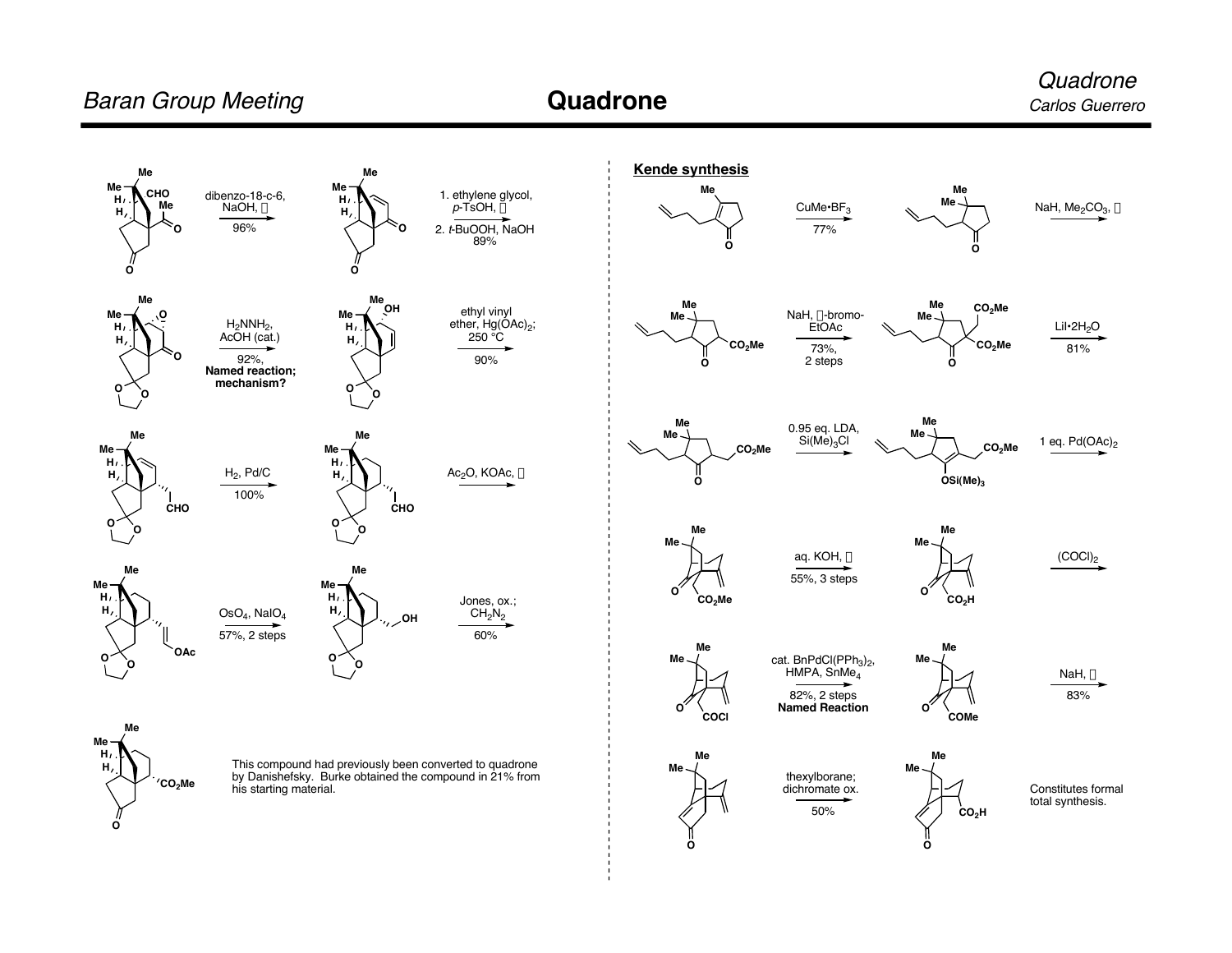## Quadrone

dibenzo-18-c-6, NaOH, Δ

96%

1. ethylene glycol, p-TsOH, Δ
2. t-BuOOH, NaOH
89%

$H_2NNH_2$, AcOH (cat.)

92%, **Named reaction; mechanism?**

ethyl vinyl ether, $Hg(OAc)_2$; 250 °C

90%

$H_2$, Pd/C

100%

$Ac_2O$, KOAc, Δ

$OsO_4$, $NaIO_4$

57%, 2 steps

Jones, ox.; $CH_2N_2$

60%

This compound had previously been converted to quadrone by Danishefsky. Burke obtained the compound in 21% from his starting material.

### Kende synthesis

$CuMe{\cdot}BF_3$

77%

NaH, $Me_2CO_3$, Δ

NaH, α-bromo-EtOAc

73%, 2 steps

$LiI{\cdot}2H_2O$

81%

0.95 eq. LDA, $Si(Me)_3Cl$

1 eq. $Pd(OAc)_2$

aq. KOH, Δ

55%, 3 steps

$(COCl)_2$

cat. $BnPdCl(PPh_3)_2$, HMPA, $SnMe_4$

82%, 2 steps

**Named Reaction**

NaH, Δ

83%

thexylborane; dichromate ox.

50%

Constitutes formal total synthesis.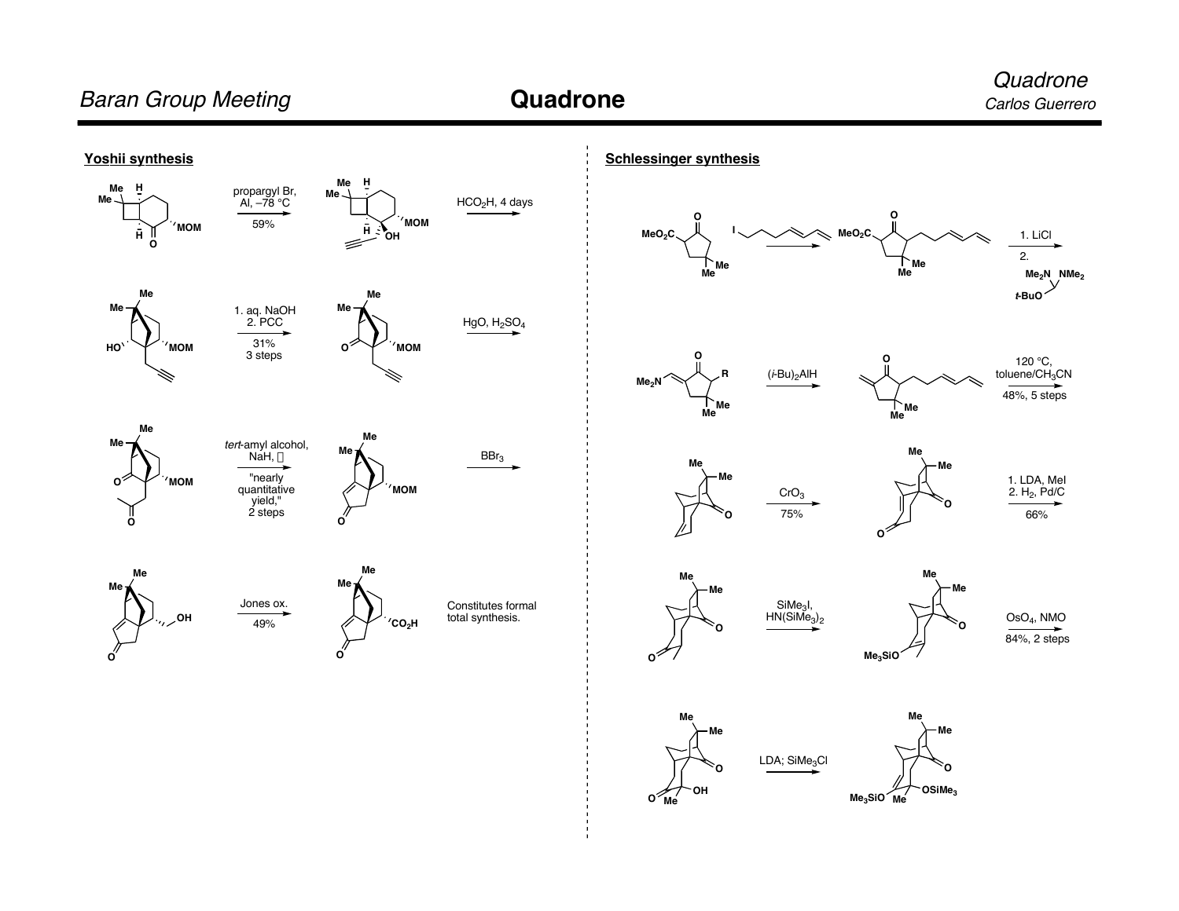## Yoshii synthesis

propargyl Br, Al, –78 °C

59%

$HCO_2H$, 4 days

1. aq. NaOH
2. PCC

31%
3 steps

HgO, $H_2SO_4$

*tert*-amyl alcohol, NaH, 

"nearly quantitative yield,"
2 steps

$BBr_3$

Jones ox.

49%

Constitutes formal total synthesis.

## Schlessinger synthesis

1. LiCl
2. $Me_2N$ $NMe_2$ / *t*-BuO

$(i\text{-Bu})_2AlH$

120 °C, toluene/$CH_3CN$

48%, 5 steps

$CrO_3$

75%

1. LDA, MeI
2. $H_2$, Pd/C

66%

$SiMe_3I$, $HN(SiMe_3)_2$

$OsO_4$, NMO

84%, 2 steps

LDA; $SiMe_3Cl$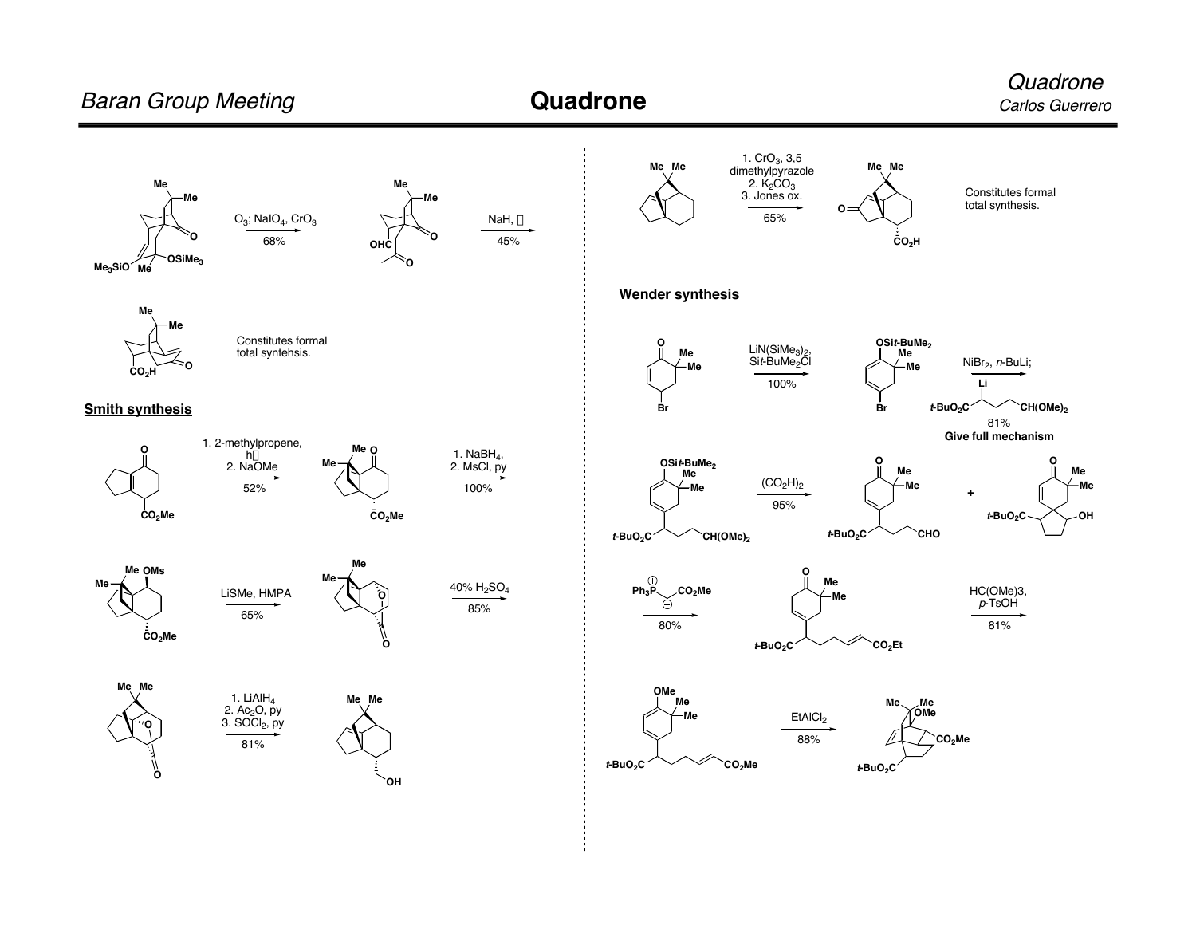Baran Group Meeting

# Quadrone

Quadrone
Carlos Guerrero

$O_3$; $NaIO_4$, $CrO_3$
68%

NaH, Δ
45%

Constitutes formal total syntehsis.

## Smith synthesis

1. 2-methylpropene, hν
2. NaOMe
52%

1. $NaBH_4$,
2. MsCl, py
100%

LiSMe, HMPA
65%

40% $H_2SO_4$
85%

1. $LiAlH_4$
2. $Ac_2O$, py
3. $SOCl_2$, py
81%

1. $CrO_3$, 3,5 dimethylpyrazole
2. $K_2CO_3$
3. Jones ox.
65%

Constitutes formal total synthesis.

## Wender synthesis

$LiN(SiMe_3)_2$, Si*t*-BuMe₂Cl
100%

$NiBr_2$, *n*-BuLi;
81%
**Give full mechanism**

$(CO_2H)_2$
95%

$Ph_3P^{\oplus}$–$CH^{\ominus}$–$CO_2Me$
80%

HC(OMe)3, *p*-TsOH
81%

$EtAlCl_2$
88%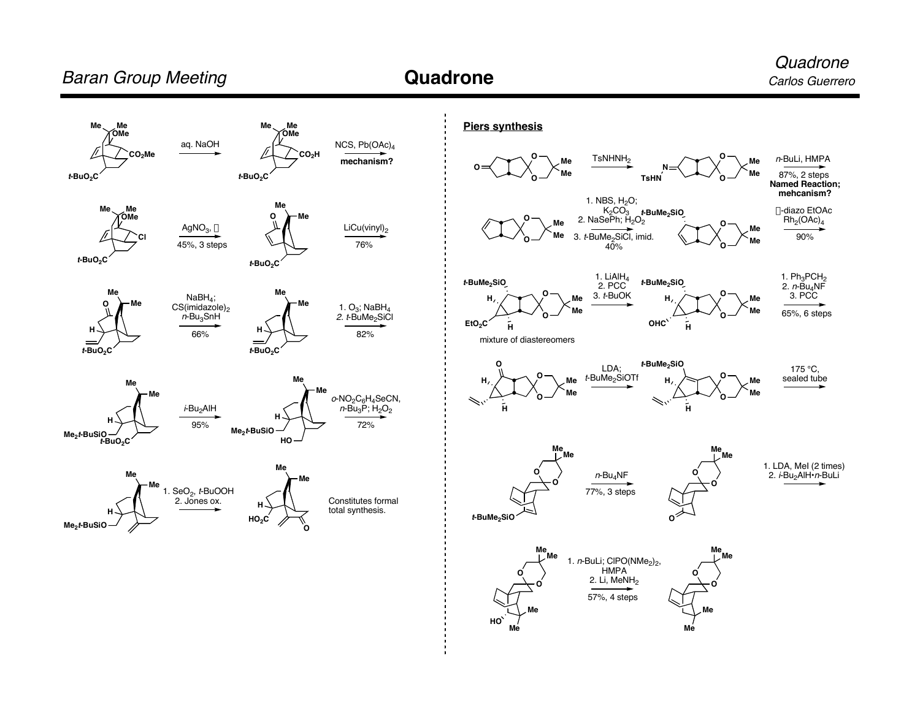# Quadrone

aq. NaOH

NCS, $Pb(OAc)_4$

**mechanism?**

$AgNO_3$, Δ

45%, 3 steps

LiCu(vinyl)$_2$

76%

$NaBH_4$; CS(imidazole)$_2$ $n$-$Bu_3SnH$

66%

1. $O_3$; $NaBH_4$
2. $t$-$BuMe_2SiCl$

82%

$i$-$Bu_2AlH$

95%

$o$-$NO_2C_6H_4SeCN$, $n$-$Bu_3P$; $H_2O_2$

72%

1. $SeO_2$, $t$-BuOOH
2. Jones ox.

Constitutes formal total synthesis.

## Piers synthesis

$TsNHNH_2$

$n$-BuLi, HMPA

87%, 2 steps

**Named Reaction; mehcanism?**

1. NBS, $H_2O$; $K_2CO_3$
2. NaSePh; $H_2O_2$
3. $t$-$BuMe_2SiCl$, imid.

40%

α-diazo EtOAc $Rh_2(OAc)_4$

90%

mixture of diastereomers

1. $LiAlH_4$
2. PCC
3. $t$-BuOK

1. $Ph_3PCH_2$
2. $n$-$Bu_4NF$
3. PCC

65%, 6 steps

LDA; $t$-$BuMe_2SiOTf$

175 °C, sealed tube

$n$-$Bu_4NF$

77%, 3 steps

1. LDA, MeI (2 times)
2. $i$-$Bu_2AlH$•$n$-BuLi

1. $n$-BuLi; $ClPO(NMe_2)_2$, HMPA
2. Li, $MeNH_2$

57%, 4 steps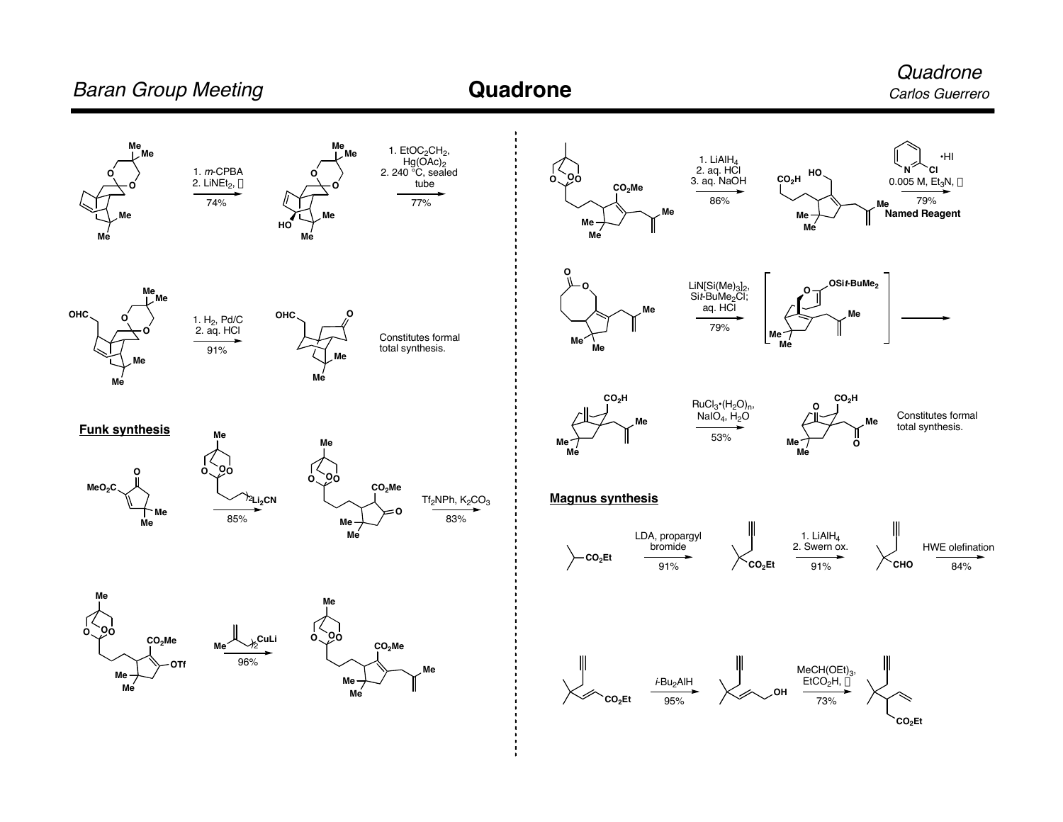1. *m*-CPBA
2. $LiNEt_2$, Δ

74%

1. $EtOC_2CH_2$, $Hg(OAc)_2$
2. 240 °C, sealed tube

77%

1. $H_2$, Pd/C
2. aq. HCl

91%

Constitutes formal total synthesis.

**Funk synthesis**

$Li_2CN$

85%

$Tf_2NPh$, $K_2CO_3$

83%

CuLi

96%

1. $LiAlH_4$
2. aq. HCl
3. aq. NaOH

86%

•HI

0.005 M, $Et_3N$, Δ

79%

**Named Reagent**

$LiN[Si(Me)_3]_2$,
$Sit\text{-}BuMe_2Cl$;
aq. HCl

79%

$RuCl_3$•$(H_2O)_n$,
$NaIO_4$, $H_2O$

53%

Constitutes formal total synthesis.

**Magnus synthesis**

LDA, propargyl bromide

91%

1. $LiAlH_4$
2. Swern ox.

91%

HWE olefination

84%

*i*-$Bu_2AlH$

95%

$MeCH(OEt)_3$,
$EtCO_2H$, Δ

73%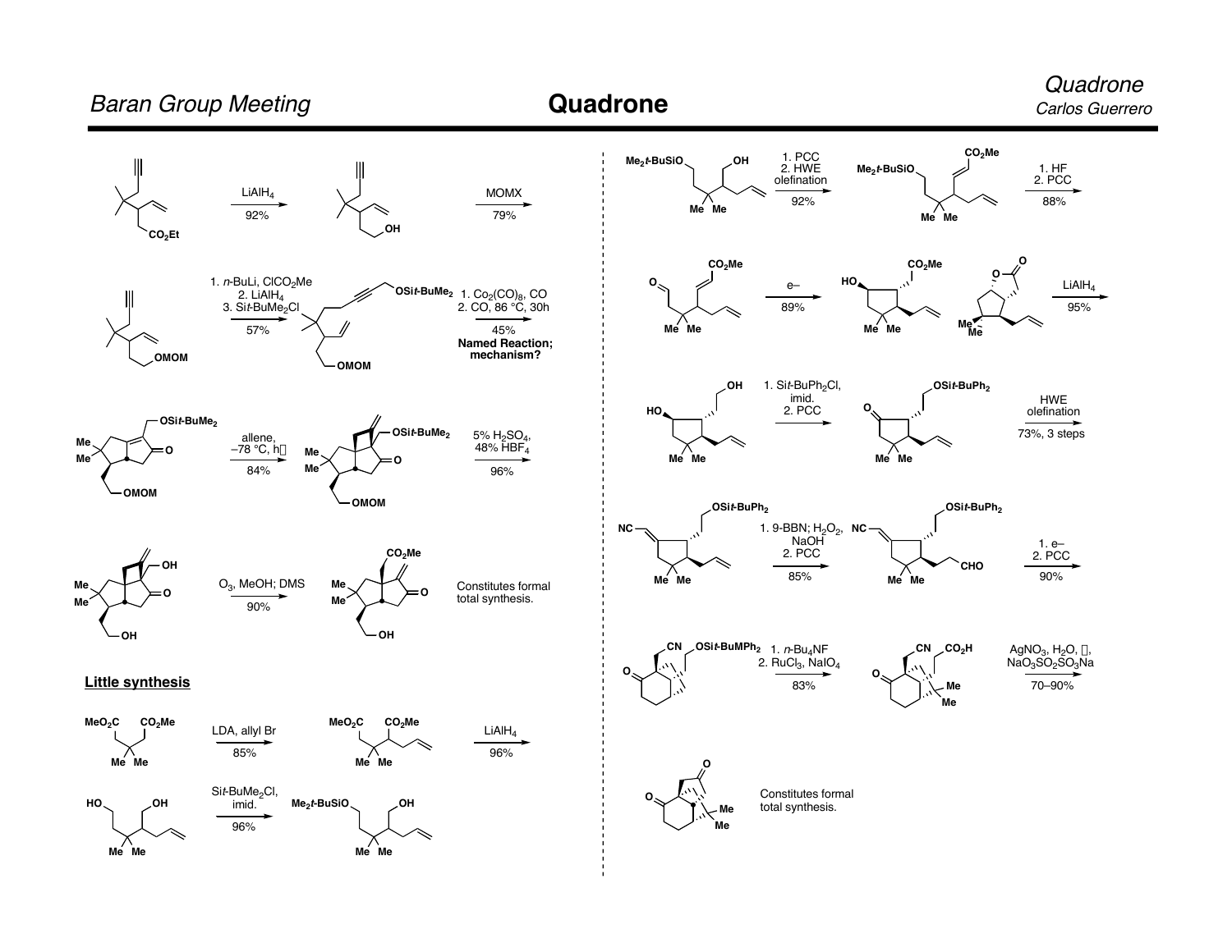Quadrone

Carlos Guerrero

LiAlH$_4$

92%

MOMX

79%

1. *n*-BuLi, ClCO$_2$Me
2. LiAlH$_4$
3. Si*t*-BuMe$_2$Cl

57%

OSi*t*-BuMe$_2$

OMOM

1. Co$_2$(CO)$_8$, CO
2. CO, 86 °C, 30h

45%

**Named Reaction; mechanism?**

allene, –78 °C, h

84%

5% H$_2$SO$_4$, 48% HBF$_4$

96%

O$_3$, MeOH; DMS

90%

Constitutes formal total synthesis.

**Little synthesis**

LDA, allyl Br

85%

LiAlH$_4$

96%

Si*t*-BuMe$_2$Cl, imid.

96%

1. PCC
2. HWE olefination

92%

1. HF
2. PCC

88%

e–

89%

LiAlH$_4$

95%

1. Si*t*-BuPh$_2$Cl, imid.
2. PCC

HWE olefination

73%, 3 steps

1. 9-BBN; H$_2$O$_2$, NaOH
2. PCC

85%

1. e–
2. PCC

90%

1. *n*-Bu$_4$NF
2. RuCl$_3$, NaIO$_4$

83%

AgNO$_3$, H$_2$O, , NaO$_3$SO$_2$SO$_3$Na

70–90%

Constitutes formal total synthesis.